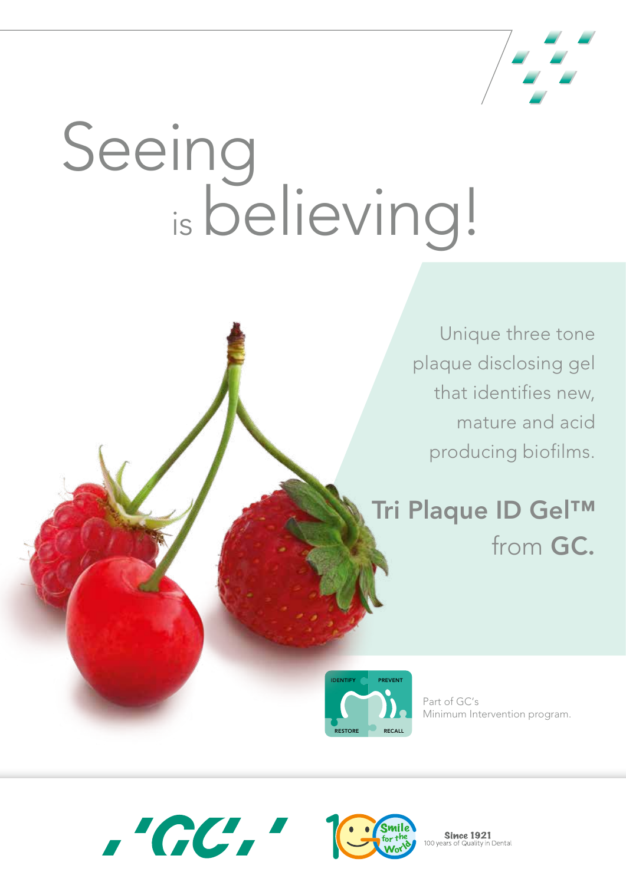# Seeing is believing!

Unique three tone plaque disclosing gel that identifies new, mature and acid producing biofilms.

## Tri Plaque ID Gel™ from GC.

IDENTIFY PREVENT RESTORE RECALL

Part of GC's Minimum Intervention program.

GC

Smile for the World

**Since 1921**
100 years of Quality in Dental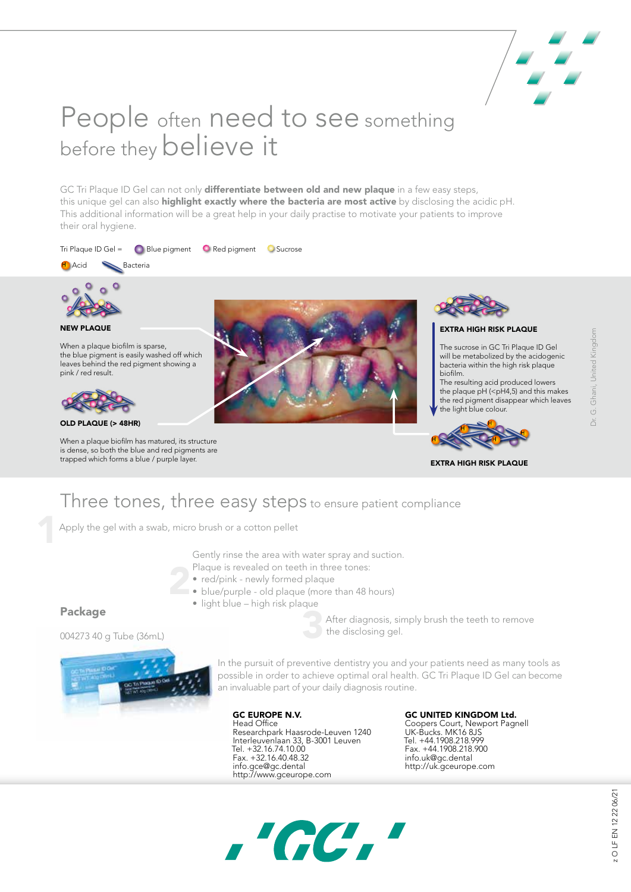# People often need to see something before they believe it

GC Tri Plaque ID Gel can not only **differentiate between old and new plaque** in a few easy steps, this unique gel can also **highlight exactly where the bacteria are most active** by disclosing the acidic pH. This additional information will be a great help in your daily practise to motivate your patients to improve their oral hygiene.

Tri Plaque ID Gel = Blue pigment Red pigment Sucrose

H Acid Bacteria

**NEW PLAQUE**

When a plaque biofilm is sparse, the blue pigment is easily washed off which leaves behind the red pigment showing a pink / red result.

**OLD PLAQUE (> 48HR)**

When a plaque biofilm has matured, its structure is dense, so both the blue and red pigments are trapped which forms a blue / purple layer.

**EXTRA HIGH RISK PLAQUE**

The sucrose in GC Tri Plaque ID Gel will be metabolized by the acidogenic bacteria within the high risk plaque biofilm.
The resulting acid produced lowers the plaque pH (<pH4,5) and this makes the red pigment disappear which leaves the light blue colour.

**EXTRA HIGH RISK PLAQUE**

Dr. G. Ghani, United Kingdom

## Three tones, three easy steps to ensure patient compliance

1 Apply the gel with a swab, micro brush or a cotton pellet

2 Gently rinse the area with water spray and suction.
Plaque is revealed on teeth in three tones:
- red/pink - newly formed plaque
- blue/purple - old plaque (more than 48 hours)
- light blue – high risk plaque

3 After diagnosis, simply brush the teeth to remove the disclosing gel.

### Package

004273 40 g Tube (36mL)

In the pursuit of preventive dentistry you and your patients need as many tools as possible in order to achieve optimal oral health. GC Tri Plaque ID Gel can become an invaluable part of your daily diagnosis routine.

**GC EUROPE N.V.**
Head Office
Researchpark Haasrode-Leuven 1240
Interleuvenlaan 33, B-3001 Leuven
Tel. +32.16.74.10.00
Fax. +32.16.40.48.32
info.gce@gc.dental
http://www.gceurope.com

**GC UNITED KINGDOM Ltd.**
Coopers Court, Newport Pagnell
UK-Bucks. MK16 8JS
Tel. +44.1908.218.999
Fax. +44.1908.218.900
info.uk@gc.dental
http://uk.gceurope.com

'GC'

z O LF EN 12 22 06/21